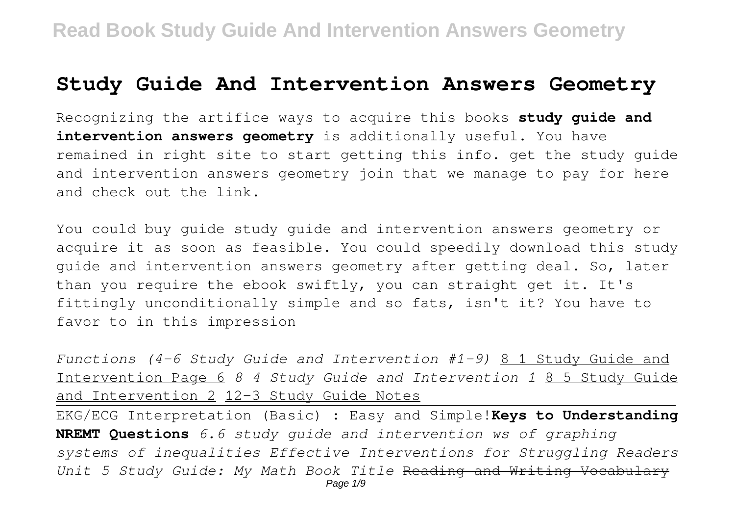# Study Guide And Intervention Answers Geometry

Recognizing the artifice ways to acquire this books **study guide and intervention answers geometry** is additionally useful. You have remained in right site to start getting this info. get the study guide and intervention answers geometry join that we manage to pay for here and check out the link.

You could buy guide study guide and intervention answers geometry or acquire it as soon as feasible. You could speedily download this study guide and intervention answers geometry after getting deal. So, later than you require the ebook swiftly, you can straight get it. It's fittingly unconditionally simple and so fats, isn't it? You have to favor to in this impression

*Functions (4-6 Study Guide and Intervention #1-9)* 8 1 Study Guide and Intervention Page 6 *8 4 Study Guide and Intervention 1* 8 5 Study Guide and Intervention 2 12-3 Study Guide Notes

EKG/ECG Interpretation (Basic) : Easy and Simple! **Keys to Understanding NREMT Questions** *6.6 study guide and intervention ws of graphing systems of inequalities Effective Interventions for Struggling Readers Unit 5 Study Guide: My Math Book Title* ~~Reading and Writing Vocabulary~~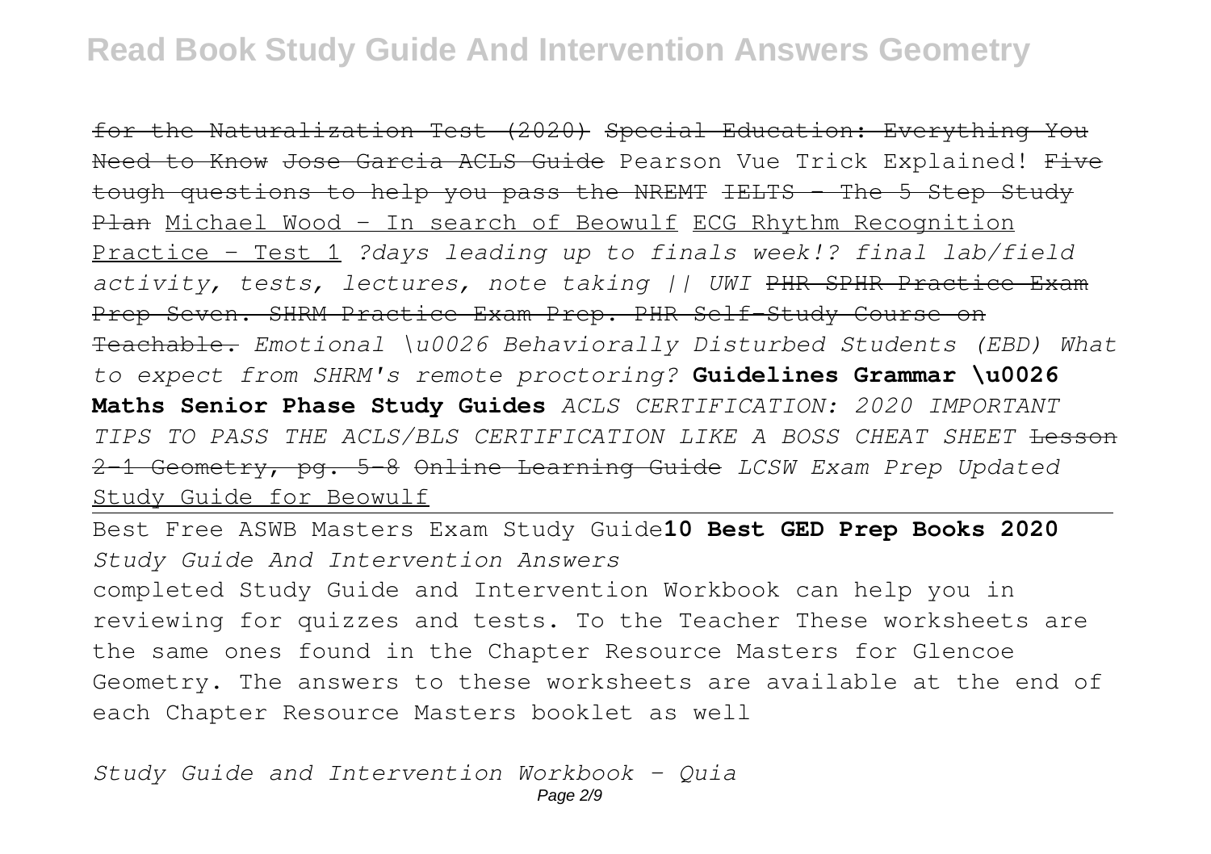~~for the Naturalization Test (2020)~~ ~~Special Education: Everything You Need to Know~~ ~~Jose Garcia ACLS Guide~~ Pearson Vue Trick Explained! ~~Five tough questions to help you pass the NREMT~~ ~~IELTS – The 5 Step Study Plan~~ Michael Wood - In search of Beowulf ECG Rhythm Recognition Practice - Test 1 *?days leading up to finals week!? final lab/field activity, tests, lectures, note taking || UWI* ~~PHR SPHR Practice Exam Prep Seven. SHRM Practice Exam Prep. PHR Self-Study Course on Teachable.~~ *Emotional \u0026 Behaviorally Disturbed Students (EBD) What to expect from SHRM's remote proctoring?* **Guidelines Grammar \u0026 Maths Senior Phase Study Guides** *ACLS CERTIFICATION: 2020 IMPORTANT TIPS TO PASS THE ACLS/BLS CERTIFICATION LIKE A BOSS CHEAT SHEET* ~~Lesson 2-1 Geometry, pg. 5-8~~ ~~Online Learning Guide~~ *LCSW Exam Prep Updated* Study Guide for Beowulf

---

Best Free ASWB Masters Exam Study Guide **10 Best GED Prep Books 2020**

*Study Guide And Intervention Answers*

completed Study Guide and Intervention Workbook can help you in reviewing for quizzes and tests. To the Teacher These worksheets are the same ones found in the Chapter Resource Masters for Glencoe Geometry. The answers to these worksheets are available at the end of each Chapter Resource Masters booklet as well

*Study Guide and Intervention Workbook - Quia*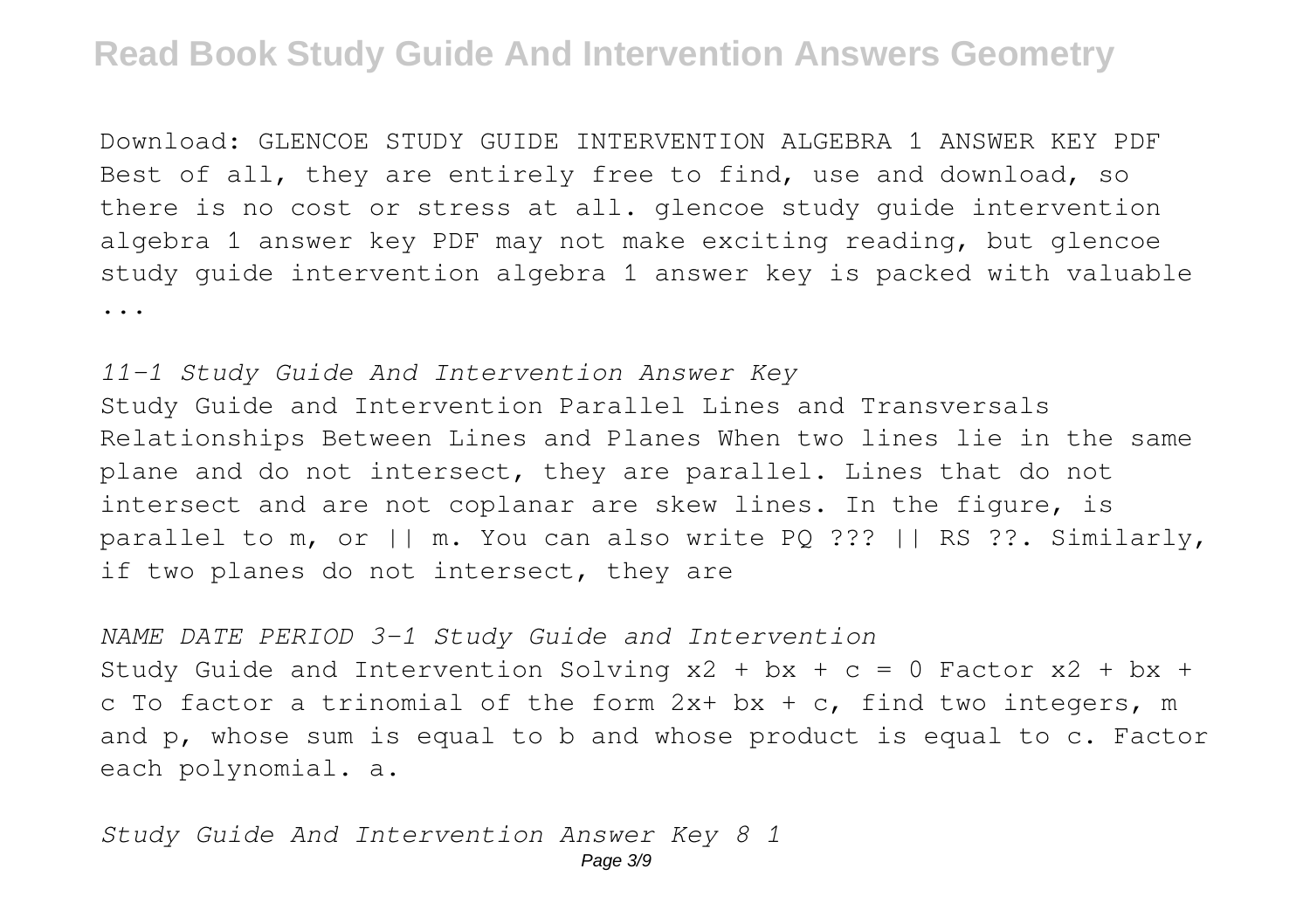Download: GLENCOE STUDY GUIDE INTERVENTION ALGEBRA 1 ANSWER KEY PDF Best of all, they are entirely free to find, use and download, so there is no cost or stress at all. glencoe study guide intervention algebra 1 answer key PDF may not make exciting reading, but glencoe study guide intervention algebra 1 answer key is packed with valuable ...

*11-1 Study Guide And Intervention Answer Key*

Study Guide and Intervention Parallel Lines and Transversals Relationships Between Lines and Planes When two lines lie in the same plane and do not intersect, they are parallel. Lines that do not intersect and are not coplanar are skew lines. In the figure, is parallel to m, or || m. You can also write PQ ??? || RS ??. Similarly, if two planes do not intersect, they are

*NAME DATE PERIOD 3-1 Study Guide and Intervention*

Study Guide and Intervention Solving $x2 + bx + c = 0$ Factor $x2 + bx + c$ To factor a trinomial of the form $2x+ bx + c$, find two integers, m and p, whose sum is equal to b and whose product is equal to c. Factor each polynomial. a.

*Study Guide And Intervention Answer Key 8 1*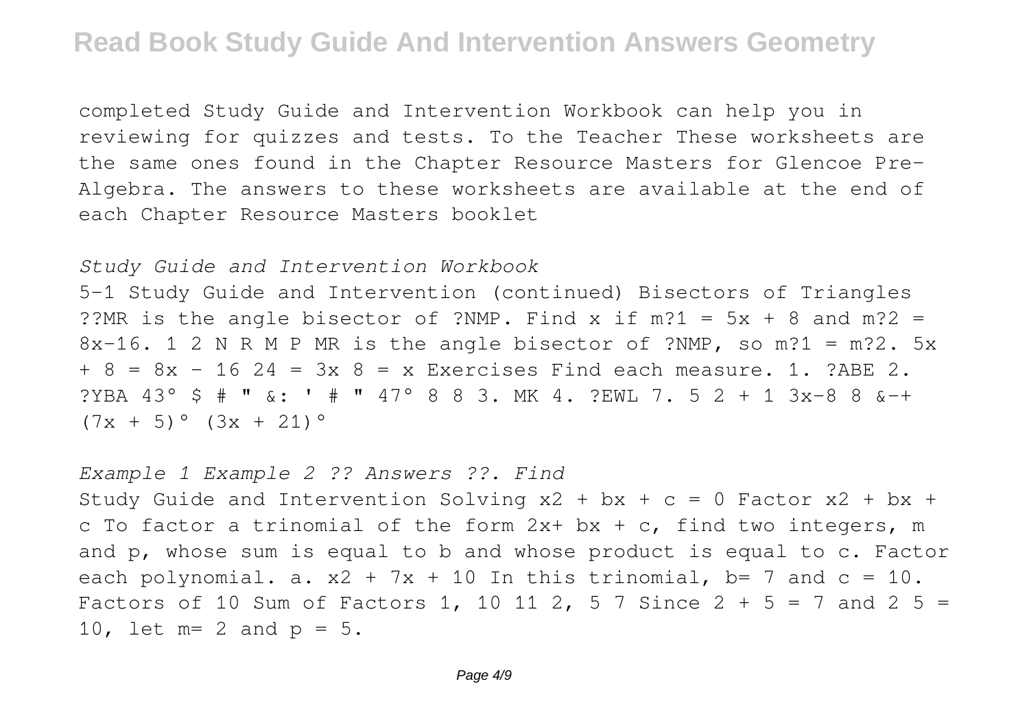completed Study Guide and Intervention Workbook can help you in reviewing for quizzes and tests. To the Teacher These worksheets are the same ones found in the Chapter Resource Masters for Glencoe Pre-Algebra. The answers to these worksheets are available at the end of each Chapter Resource Masters booklet

*Study Guide and Intervention Workbook*

5-1 Study Guide and Intervention (continued) Bisectors of Triangles ??MR is the angle bisector of ?NMP. Find x if m?1 = $5x + 8$ and m?2 = $8x-16$. 1 2 N R M P MR is the angle bisector of ?NMP, so m?1 = m?2. $5x + 8 = 8x - 16$ $24 = 3x$ $8 = x$ Exercises Find each measure. 1. ?ABE 2. ?YBA 43° $ # " &: ' # " 47° 8 8 3. MK 4. ?EWL 7. 5 2 + 1 3x-8 8 &-+ $(7x + 5)°$ $(3x + 21)°$

*Example 1 Example 2 ?? Answers ??. Find*

Study Guide and Intervention Solving $x2 + bx + c = 0$ Factor $x2 + bx + c$ To factor a trinomial of the form $2x+ bx + c$, find two integers, m and p, whose sum is equal to b and whose product is equal to c. Factor each polynomial. a. $x2 + 7x + 10$ In this trinomial, $b= 7$ and $c = 10$. Factors of 10 Sum of Factors 1, 10 11 2, 5 7 Since $2 + 5 = 7$ and 2 5 = 10, let $m= 2$ and $p = 5$.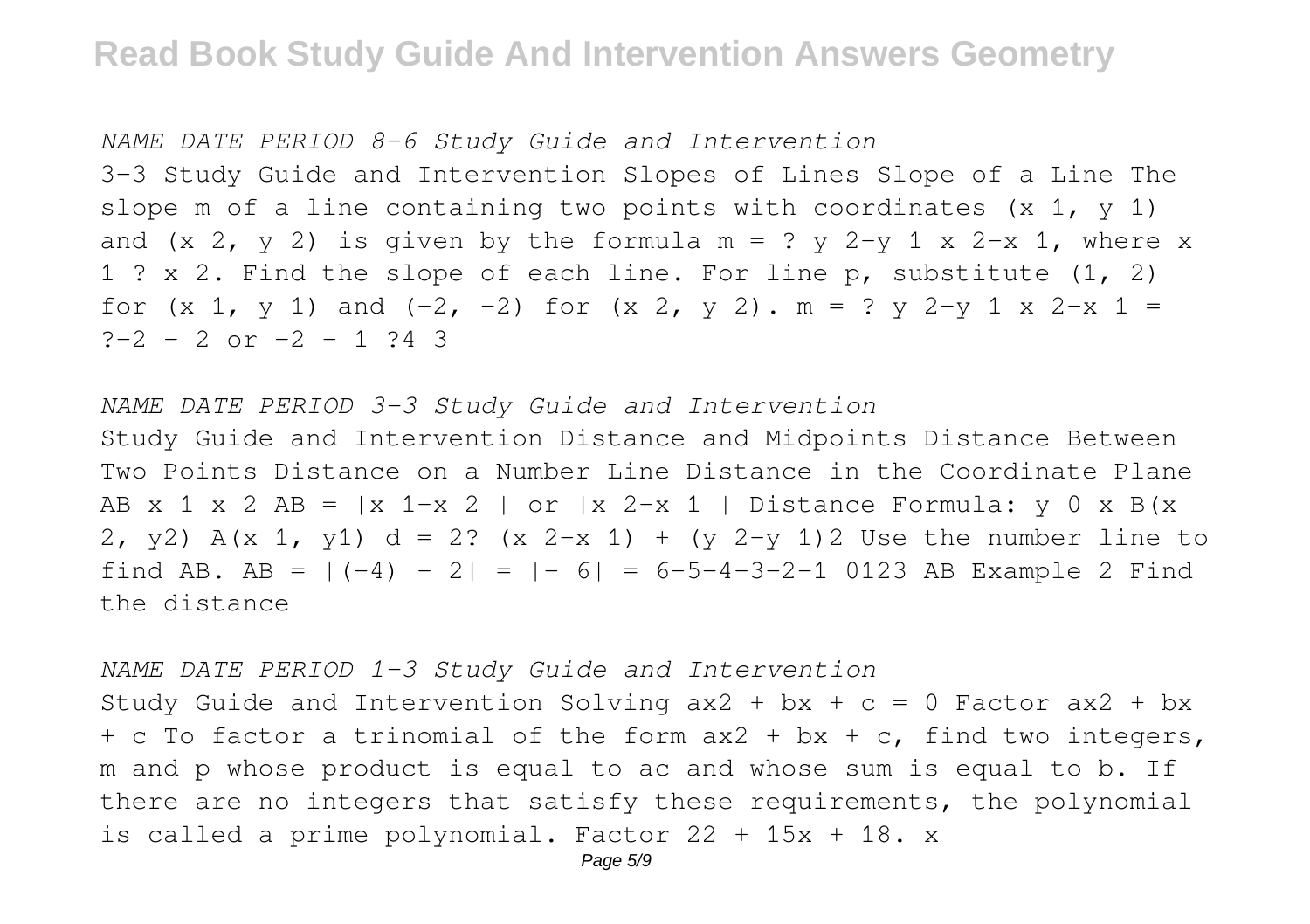*NAME DATE PERIOD 8-6 Study Guide and Intervention*

3-3 Study Guide and Intervention Slopes of Lines Slope of a Line The slope m of a line containing two points with coordinates (x 1, y 1) and (x 2, y 2) is given by the formula m = ? y 2-y 1 x 2-x 1, where x 1 ? x 2. Find the slope of each line. For line p, substitute (1, 2) for (x 1, y 1) and (-2, -2) for (x 2, y 2). m = ? y 2-y 1 x 2-x 1 = ?-2 - 2 or -2 - 1 ?4 3

*NAME DATE PERIOD 3-3 Study Guide and Intervention*

Study Guide and Intervention Distance and Midpoints Distance Between Two Points Distance on a Number Line Distance in the Coordinate Plane AB x 1 x 2 AB = |x 1-x 2 | or |x 2-x 1 | Distance Formula: y 0 x B(x 2, y2) A(x 1, y1) d = 2? (x 2-x 1) + (y 2-y 1)2 Use the number line to find AB. AB = |(-4) - 2| = |- 6| = 6-5-4-3-2-1 0123 AB Example 2 Find the distance

*NAME DATE PERIOD 1-3 Study Guide and Intervention*

Study Guide and Intervention Solving ax2 + bx + c = 0 Factor ax2 + bx + c To factor a trinomial of the form ax2 + bx + c, find two integers, m and p whose product is equal to ac and whose sum is equal to b. If there are no integers that satisfy these requirements, the polynomial is called a prime polynomial. Factor 22 + 15x + 18. x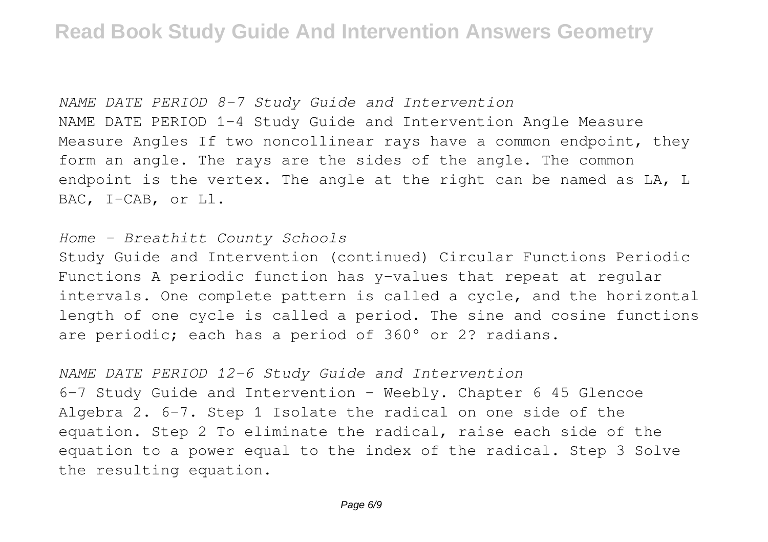*NAME DATE PERIOD 8-7 Study Guide and Intervention*

NAME DATE PERIOD 1-4 Study Guide and Intervention Angle Measure Measure Angles If two noncollinear rays have a common endpoint, they form an angle. The rays are the sides of the angle. The common endpoint is the vertex. The angle at the right can be named as LA, L BAC, I-CAB, or Ll.

*Home - Breathitt County Schools*

Study Guide and Intervention (continued) Circular Functions Periodic Functions A periodic function has y-values that repeat at regular intervals. One complete pattern is called a cycle, and the horizontal length of one cycle is called a period. The sine and cosine functions are periodic; each has a period of 360° or 2? radians.

*NAME DATE PERIOD 12-6 Study Guide and Intervention*

6-7 Study Guide and Intervention - Weebly. Chapter 6 45 Glencoe Algebra 2. 6-7. Step 1 Isolate the radical on one side of the equation. Step 2 To eliminate the radical, raise each side of the equation to a power equal to the index of the radical. Step 3 Solve the resulting equation.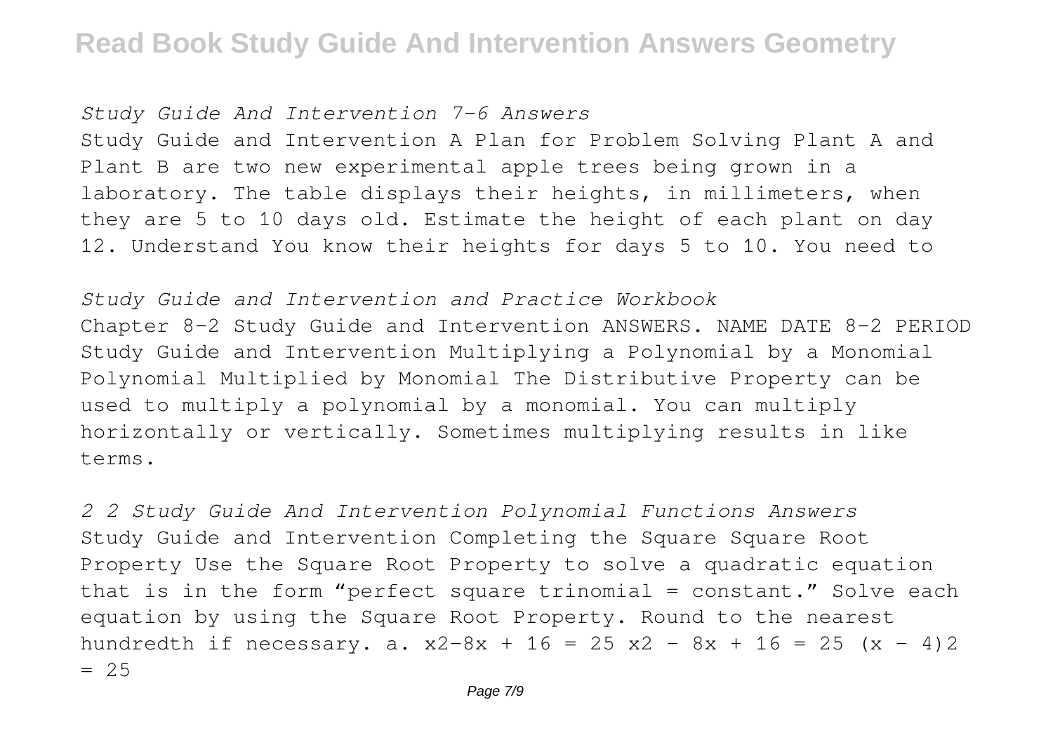*Study Guide And Intervention 7-6 Answers*

Study Guide and Intervention A Plan for Problem Solving Plant A and Plant B are two new experimental apple trees being grown in a laboratory. The table displays their heights, in millimeters, when they are 5 to 10 days old. Estimate the height of each plant on day 12. Understand You know their heights for days 5 to 10. You need to

*Study Guide and Intervention and Practice Workbook*

Chapter 8-2 Study Guide and Intervention ANSWERS. NAME DATE 8-2 PERIOD Study Guide and Intervention Multiplying a Polynomial by a Monomial Polynomial Multiplied by Monomial The Distributive Property can be used to multiply a polynomial by a monomial. You can multiply horizontally or vertically. Sometimes multiplying results in like terms.

*2 2 Study Guide And Intervention Polynomial Functions Answers*

Study Guide and Intervention Completing the Square Square Root Property Use the Square Root Property to solve a quadratic equation that is in the form "perfect square trinomial = constant." Solve each equation by using the Square Root Property. Round to the nearest hundredth if necessary. a. $x2-8x + 16 = 25$ $x2 - 8x + 16 = 25$ $(x - 4)2 = 25$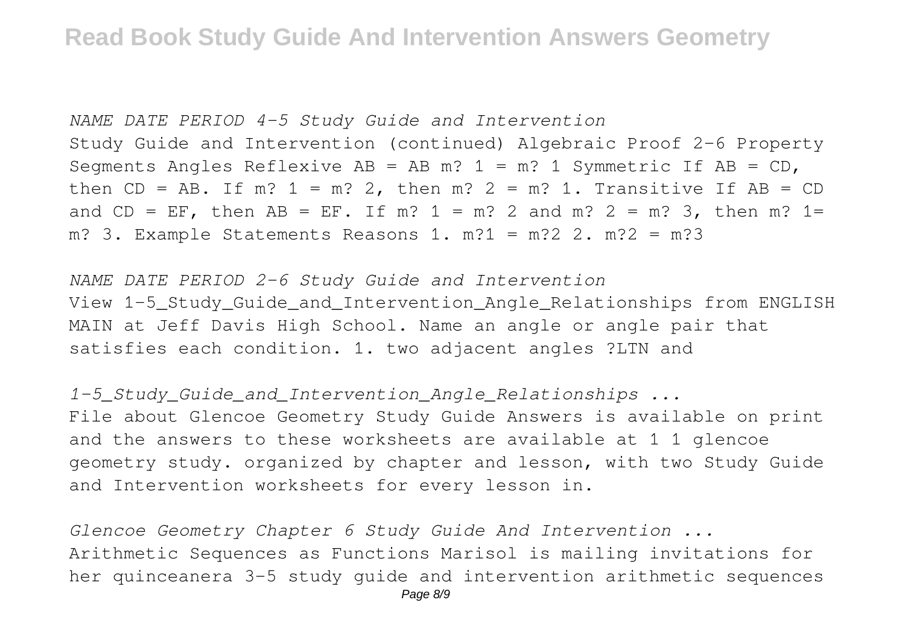*NAME DATE PERIOD 4-5 Study Guide and Intervention*

Study Guide and Intervention (continued) Algebraic Proof 2-6 Property Segments Angles Reflexive AB = AB m? 1 = m? 1 Symmetric If AB = CD, then CD = AB. If m? 1 = m? 2, then m? 2 = m? 1. Transitive If AB = CD and CD = EF, then AB = EF. If m? 1 = m? 2 and m? 2 = m? 3, then m? 1= m? 3. Example Statements Reasons 1. m?1 = m?2 2. m?2 = m?3

*NAME DATE PERIOD 2-6 Study Guide and Intervention*

View 1-5_Study_Guide_and_Intervention_Angle_Relationships from ENGLISH MAIN at Jeff Davis High School. Name an angle or angle pair that satisfies each condition. 1. two adjacent angles ?LTN and

*1-5_Study_Guide_and_Intervention_Angle_Relationships ...*

File about Glencoe Geometry Study Guide Answers is available on print and the answers to these worksheets are available at 1 1 glencoe geometry study. organized by chapter and lesson, with two Study Guide and Intervention worksheets for every lesson in.

*Glencoe Geometry Chapter 6 Study Guide And Intervention ...*

Arithmetic Sequences as Functions Marisol is mailing invitations for her quinceanera 3-5 study guide and intervention arithmetic sequences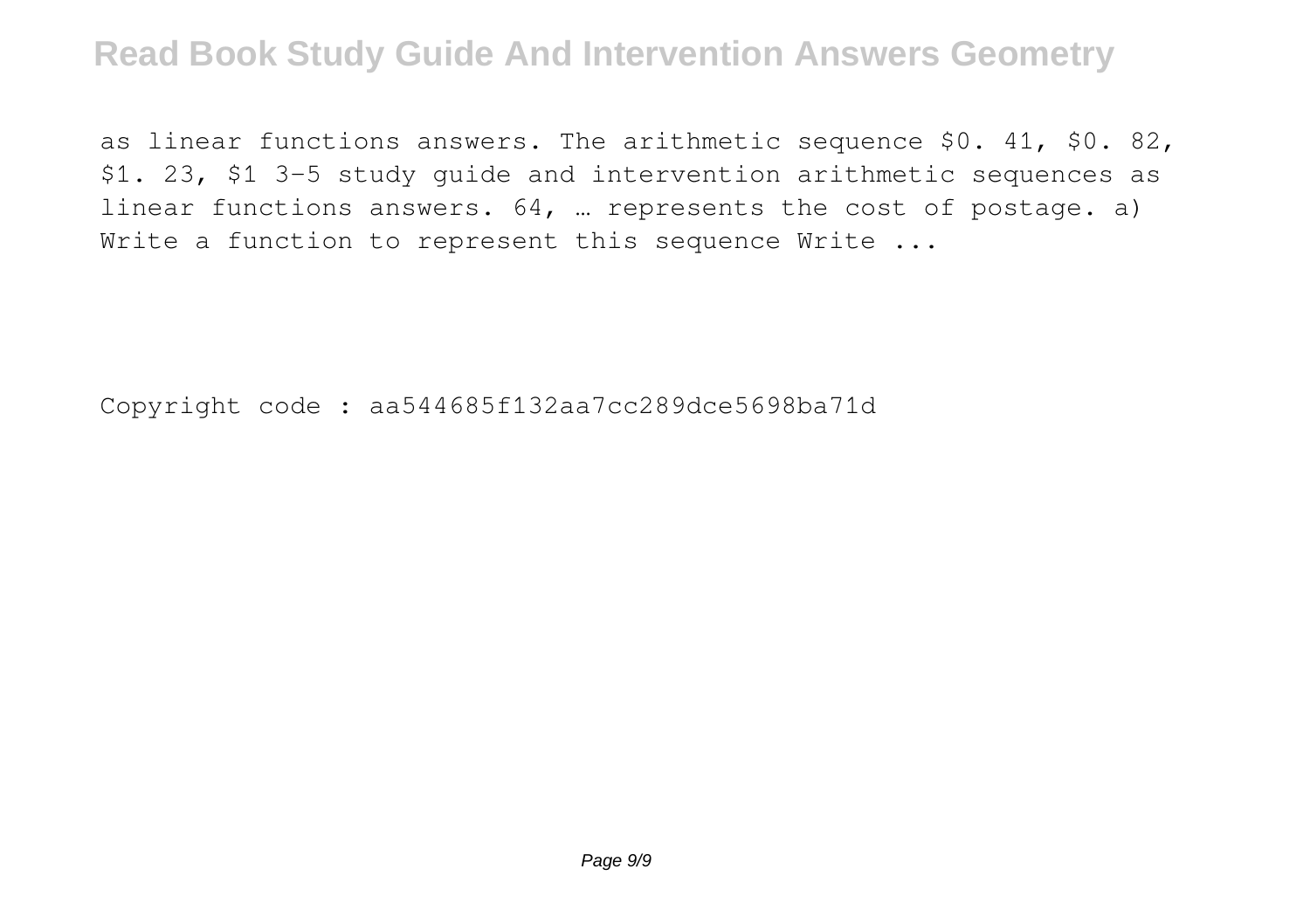as linear functions answers. The arithmetic sequence $0. 41, $0. 82, $1. 23, $1 3-5 study guide and intervention arithmetic sequences as linear functions answers. 64, … represents the cost of postage. a) Write a function to represent this sequence Write ...

Copyright code : aa544685f132aa7cc289dce5698ba71d